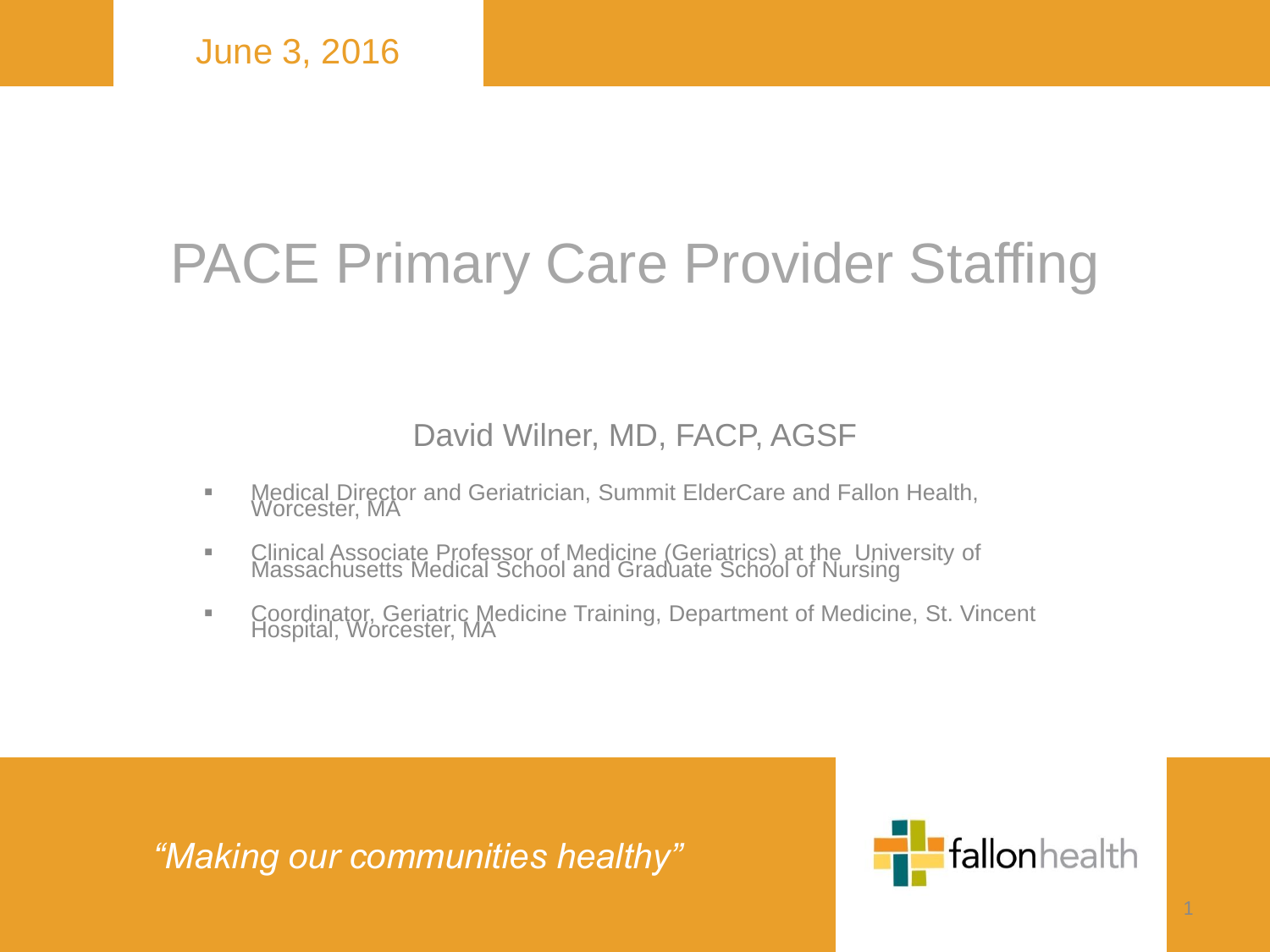June 3, 2016

# PACE Primary Care Provider Staffing

David Wilner, MD, FACP, AGSF

- Medical Director and Geriatrician, Summit ElderCare and Fallon Health, Worcester, MA
- Clinical Associate Professor of Medicine (Geriatrics) at the University of Massachusetts Medical School and Graduate School of Nursing
- Coordinator, Geriatric Medicine Training, Department of Medicine, St. Vincent Hospital, Worcester, MA

*"Making our communities healthy"*

fallonhealth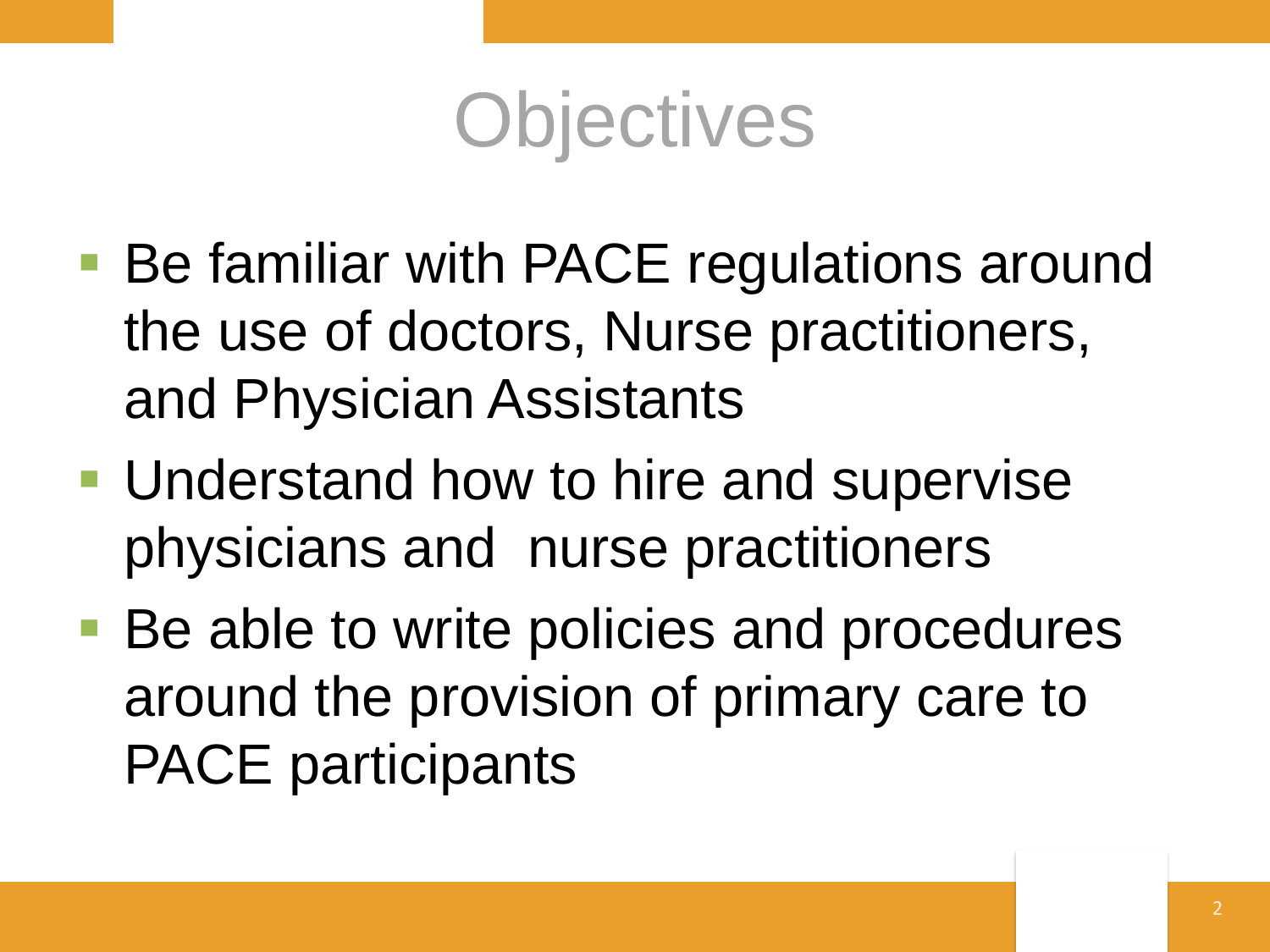# Objectives

- Be familiar with PACE regulations around the use of doctors, Nurse practitioners, and Physician Assistants
- Understand how to hire and supervise physicians and nurse practitioners
- Be able to write policies and procedures around the provision of primary care to PACE participants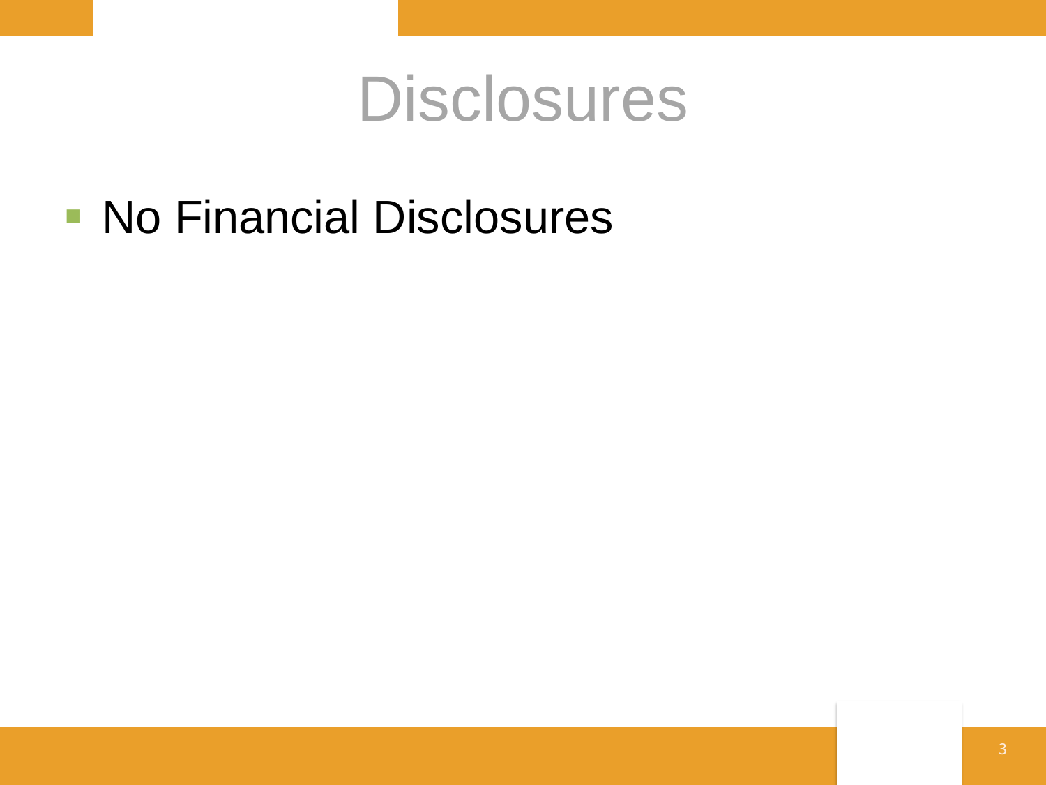# Disclosures

- No Financial Disclosures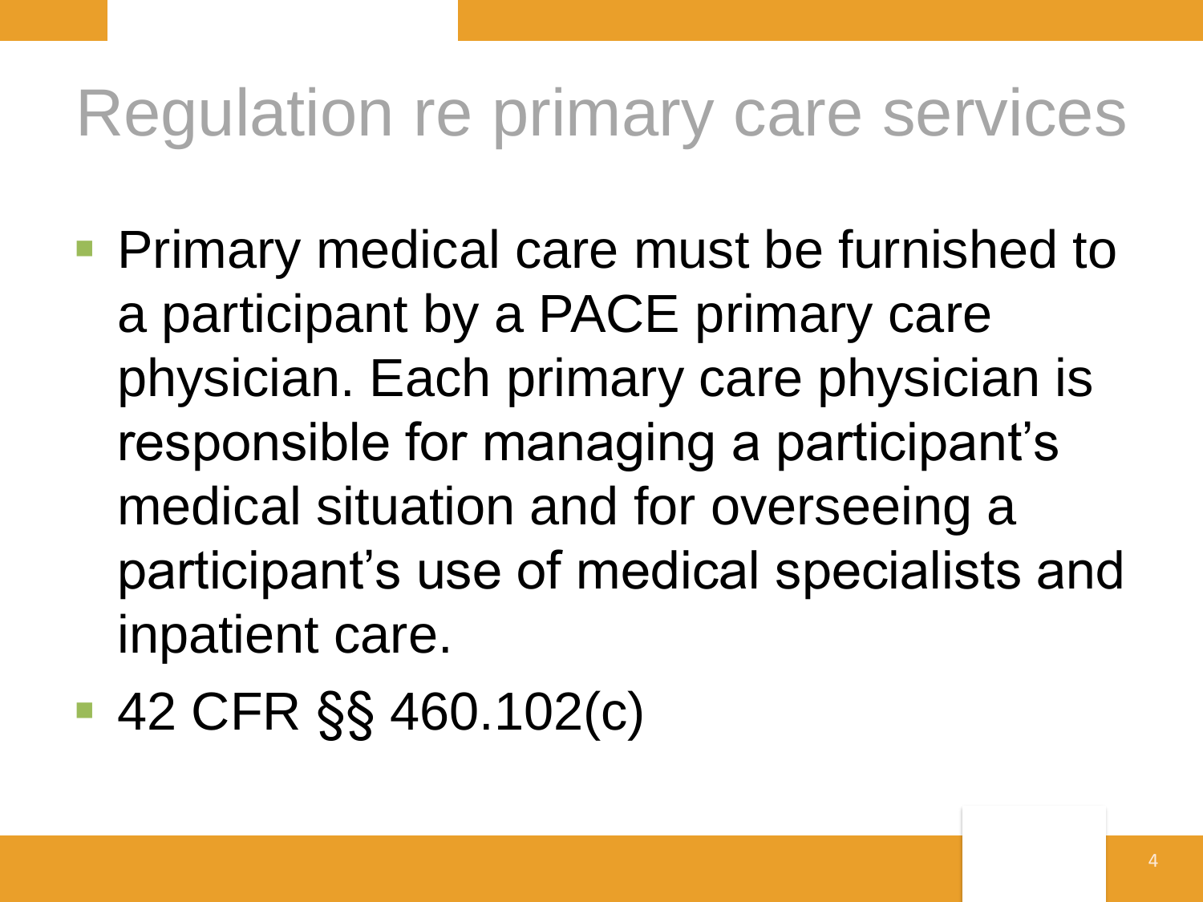# Regulation re primary care services

- Primary medical care must be furnished to a participant by a PACE primary care physician. Each primary care physician is responsible for managing a participant's medical situation and for overseeing a participant's use of medical specialists and inpatient care.
- 42 CFR §§ 460.102(c)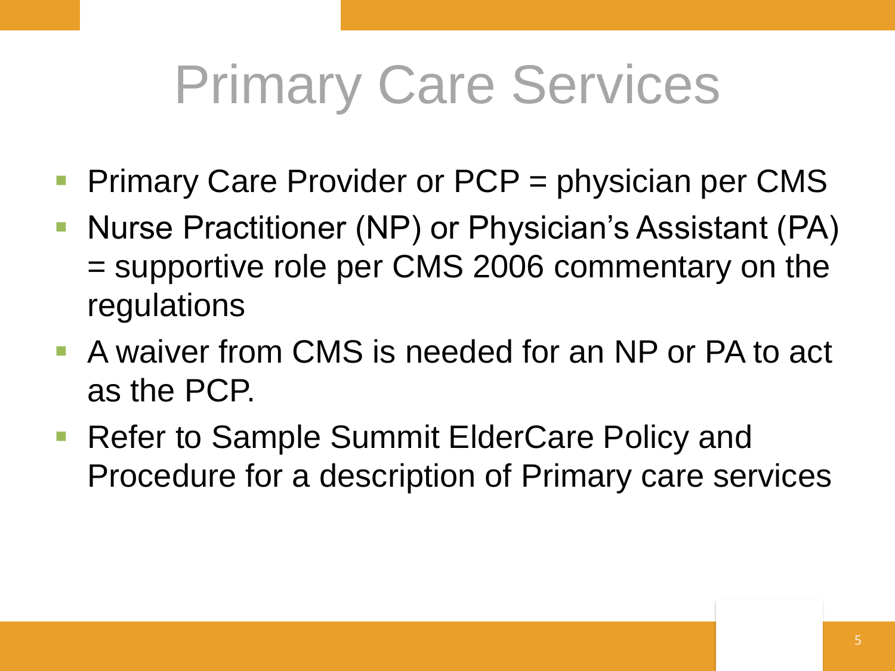# Primary Care Services

- Primary Care Provider or PCP = physician per CMS
- Nurse Practitioner (NP) or Physician's Assistant (PA) = supportive role per CMS 2006 commentary on the regulations
- A waiver from CMS is needed for an NP or PA to act as the PCP.
- Refer to Sample Summit ElderCare Policy and Procedure for a description of Primary care services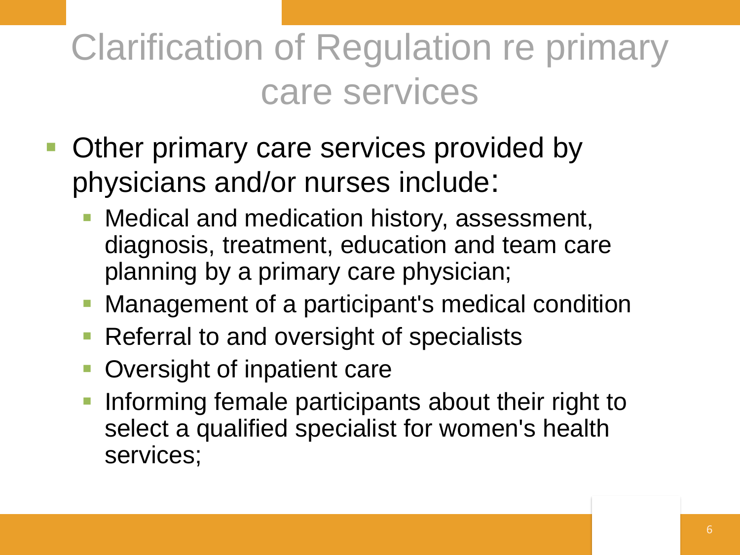# Clarification of Regulation re primary care services

- Other primary care services provided by physicians and/or nurses include:
  - Medical and medication history, assessment, diagnosis, treatment, education and team care planning by a primary care physician;
  - Management of a participant's medical condition
  - Referral to and oversight of specialists
  - Oversight of inpatient care
  - Informing female participants about their right to select a qualified specialist for women's health services;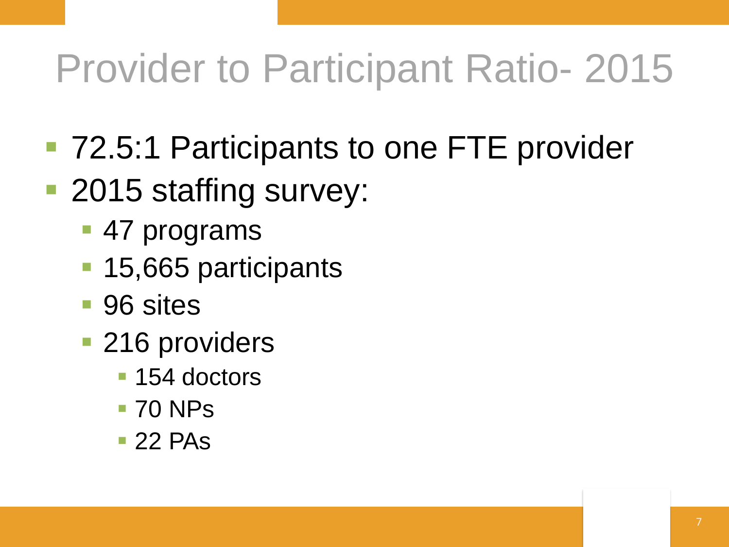# Provider to Participant Ratio- 2015

- 72.5:1 Participants to one FTE provider
- 2015 staffing survey:
  - 47 programs
  - 15,665 participants
  - 96 sites
  - 216 providers
    - 154 doctors
    - 70 NPs
    - 22 PAs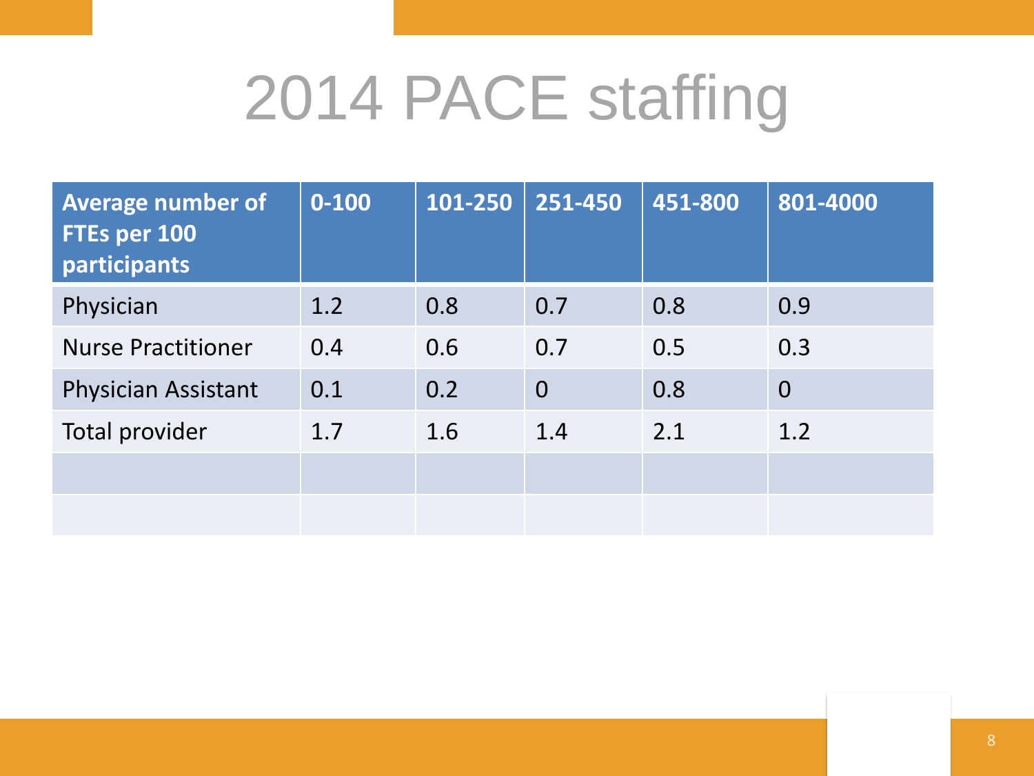# 2014 PACE staffing

| Average number of FTEs per 100 participants | 0-100 | 101-250 | 251-450 | 451-800 | 801-4000 |
|---|---|---|---|---|---|
| Physician | 1.2 | 0.8 | 0.7 | 0.8 | 0.9 |
| Nurse Practitioner | 0.4 | 0.6 | 0.7 | 0.5 | 0.3 |
| Physician Assistant | 0.1 | 0.2 | 0 | 0.8 | 0 |
| Total provider | 1.7 | 1.6 | 1.4 | 2.1 | 1.2 |
| | | | | | |
| | | | | | |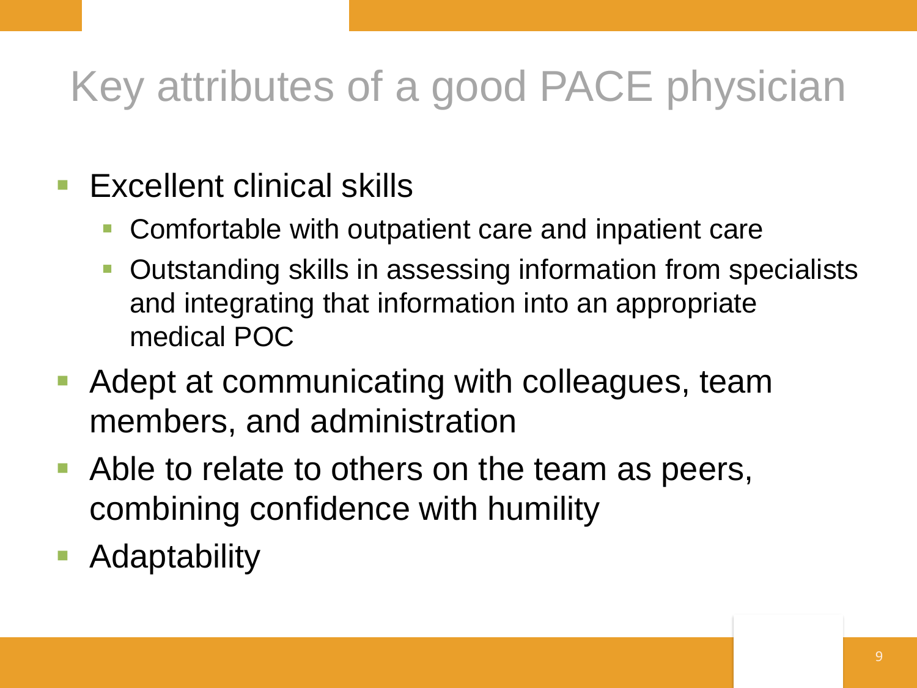# Key attributes of a good PACE physician

- Excellent clinical skills
  - Comfortable with outpatient care and inpatient care
  - Outstanding skills in assessing information from specialists and integrating that information into an appropriate medical POC
- Adept at communicating with colleagues, team members, and administration
- Able to relate to others on the team as peers, combining confidence with humility
- Adaptability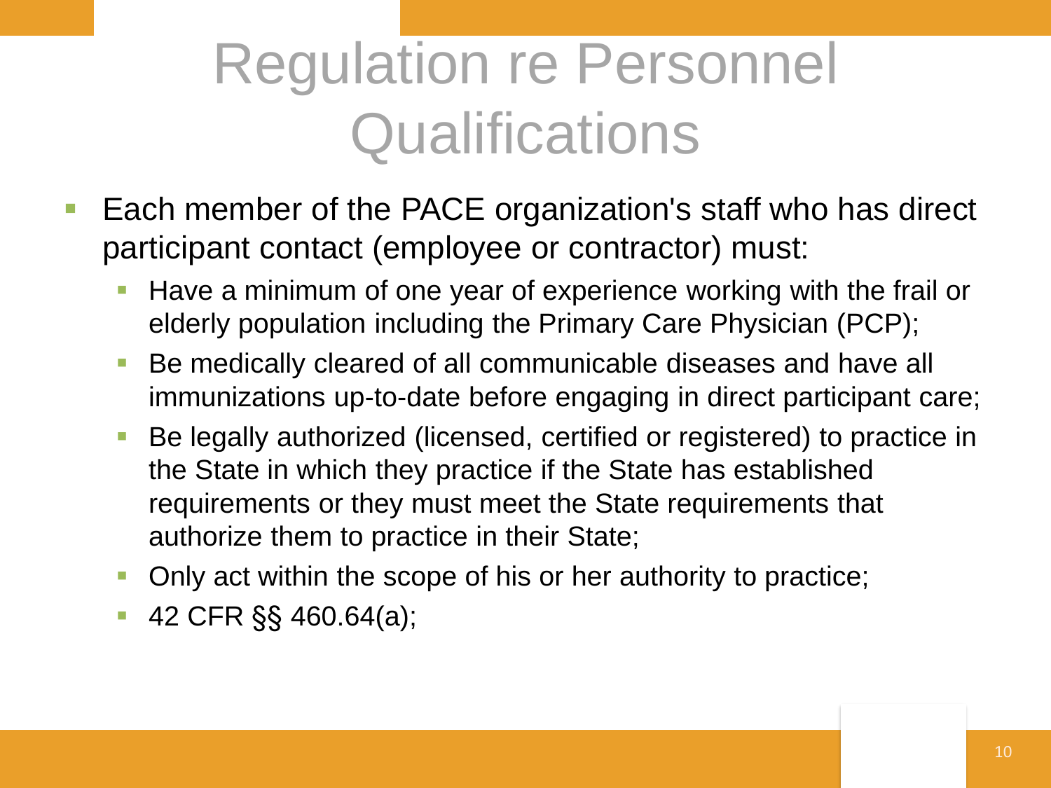# Regulation re Personnel Qualifications

- Each member of the PACE organization's staff who has direct participant contact (employee or contractor) must:
  - Have a minimum of one year of experience working with the frail or elderly population including the Primary Care Physician (PCP);
  - Be medically cleared of all communicable diseases and have all immunizations up-to-date before engaging in direct participant care;
  - Be legally authorized (licensed, certified or registered) to practice in the State in which they practice if the State has established requirements or they must meet the State requirements that authorize them to practice in their State;
  - Only act within the scope of his or her authority to practice;
  - 42 CFR §§ 460.64(a);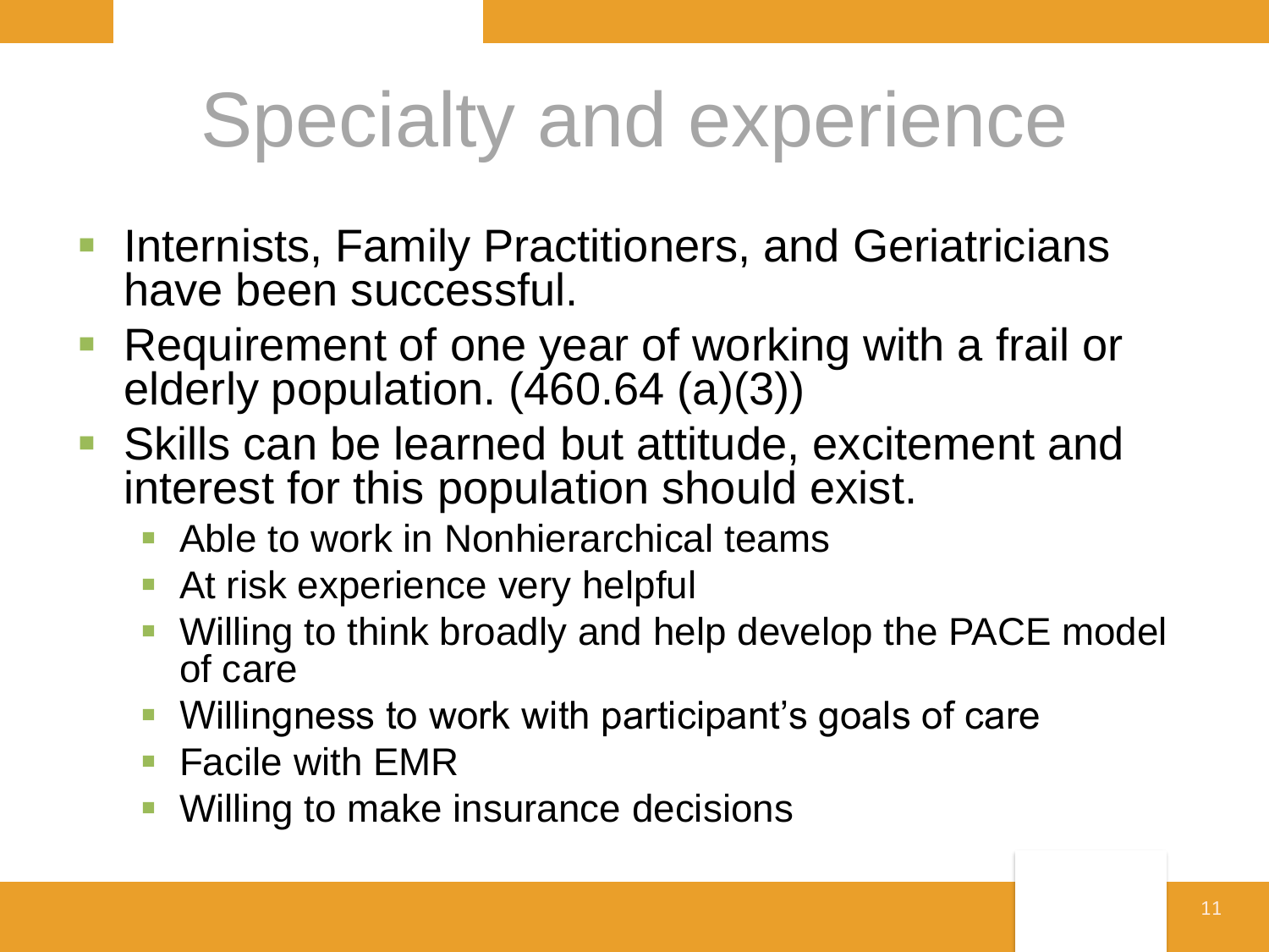# Specialty and experience

- Internists, Family Practitioners, and Geriatricians have been successful.
- Requirement of one year of working with a frail or elderly population. (460.64 (a)(3))
- Skills can be learned but attitude, excitement and interest for this population should exist.
  - Able to work in Nonhierarchical teams
  - At risk experience very helpful
  - Willing to think broadly and help develop the PACE model of care
  - Willingness to work with participant's goals of care
  - Facile with EMR
  - Willing to make insurance decisions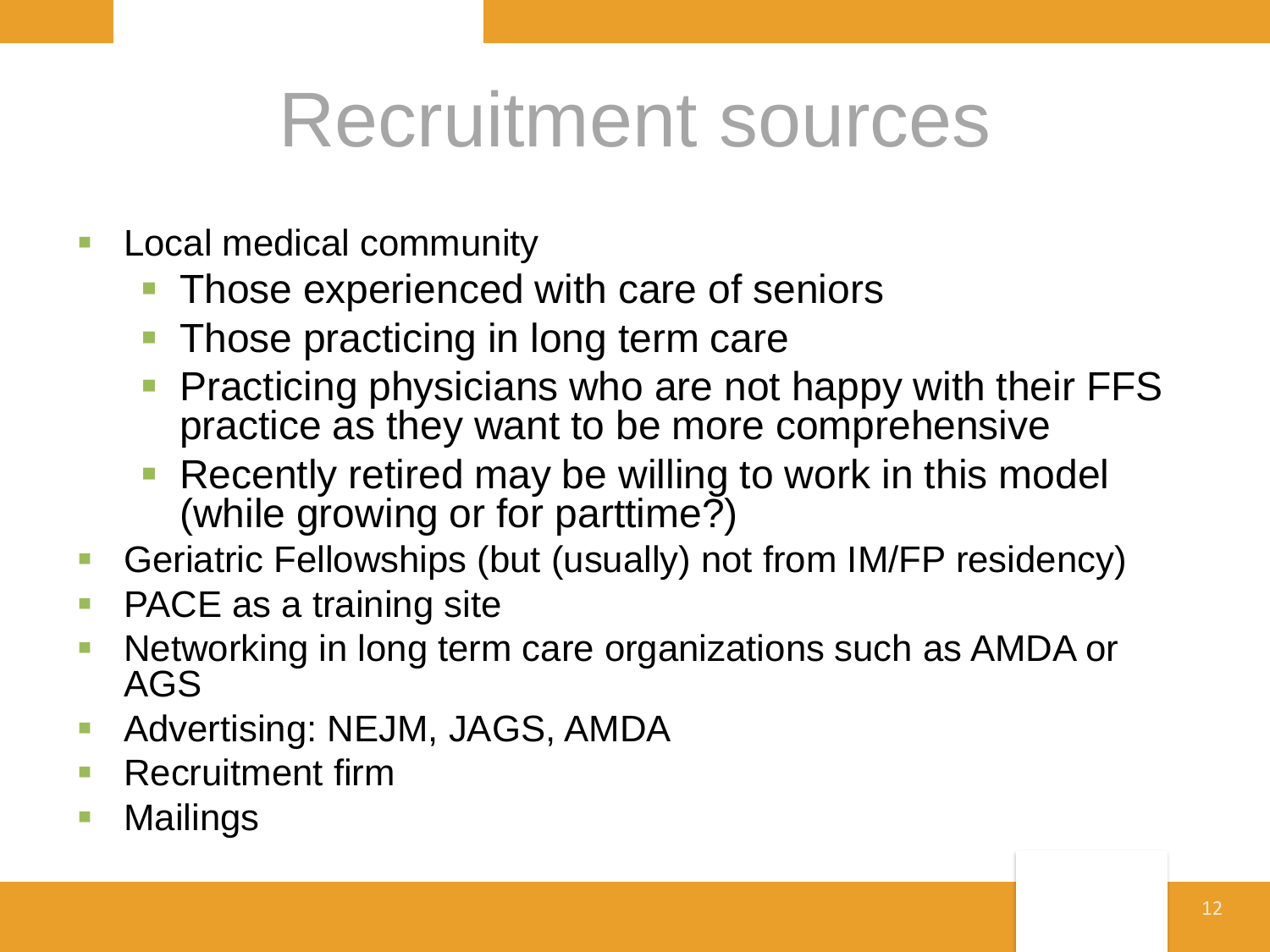# Recruitment sources

- Local medical community
  - Those experienced with care of seniors
  - Those practicing in long term care
  - Practicing physicians who are not happy with their FFS practice as they want to be more comprehensive
  - Recently retired may be willing to work in this model (while growing or for parttime?)
- Geriatric Fellowships (but (usually) not from IM/FP residency)
- PACE as a training site
- Networking in long term care organizations such as AMDA or AGS
- Advertising: NEJM, JAGS, AMDA
- Recruitment firm
- Mailings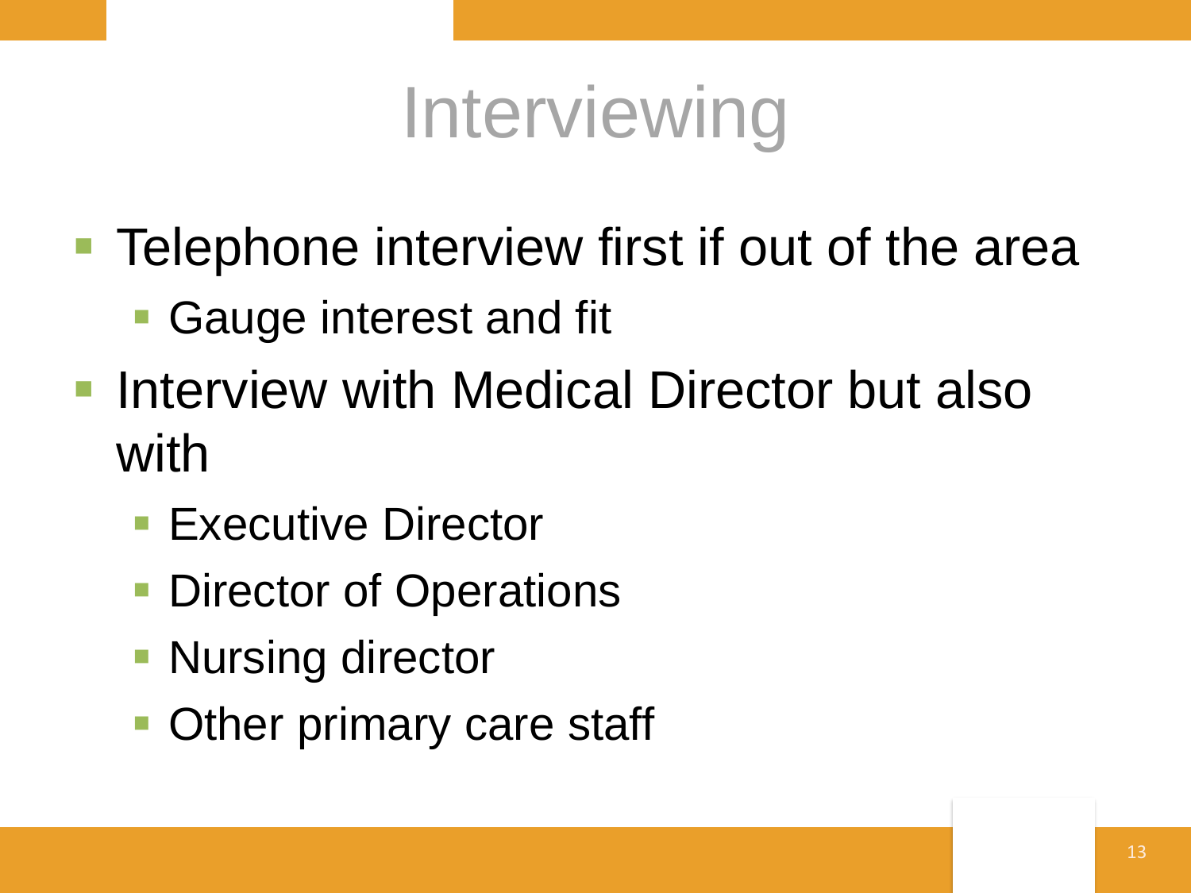# Interviewing

- Telephone interview first if out of the area
  - Gauge interest and fit
- Interview with Medical Director but also with
  - Executive Director
  - Director of Operations
  - Nursing director
  - Other primary care staff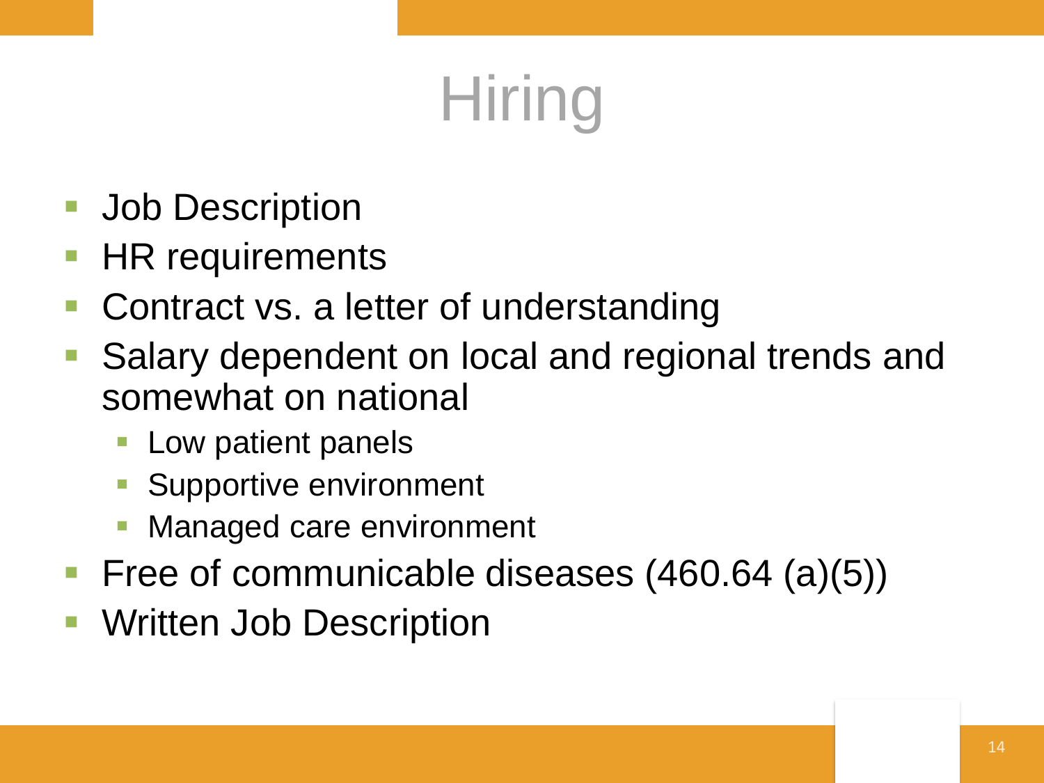# Hiring

- Job Description
- HR requirements
- Contract vs. a letter of understanding
- Salary dependent on local and regional trends and somewhat on national
  - Low patient panels
  - Supportive environment
  - Managed care environment
- Free of communicable diseases (460.64 (a)(5))
- Written Job Description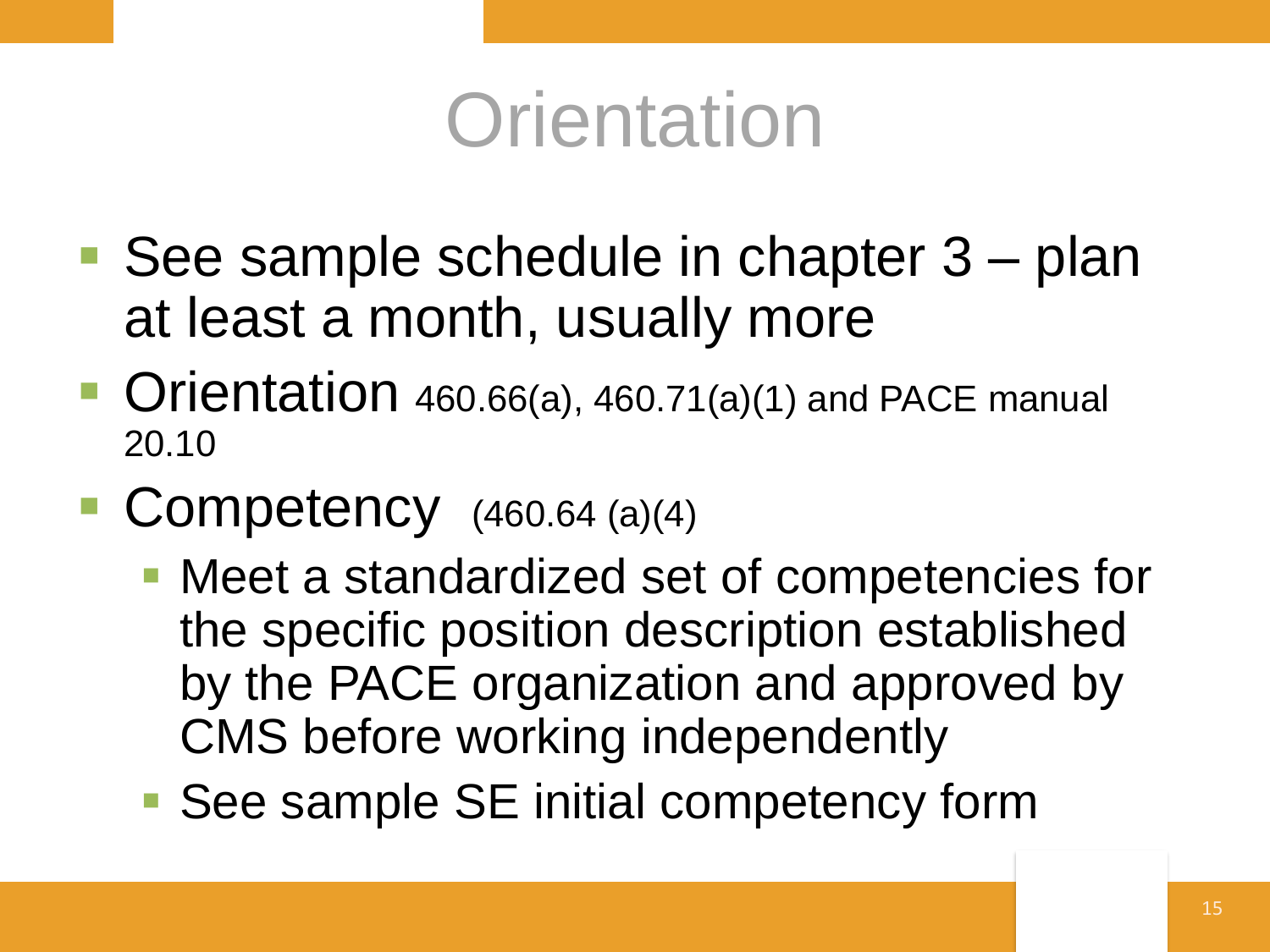# Orientation

- See sample schedule in chapter 3 – plan at least a month, usually more
- Orientation 460.66(a), 460.71(a)(1) and PACE manual 20.10
- Competency (460.64 (a)(4)
  - Meet a standardized set of competencies for the specific position description established by the PACE organization and approved by CMS before working independently
  - See sample SE initial competency form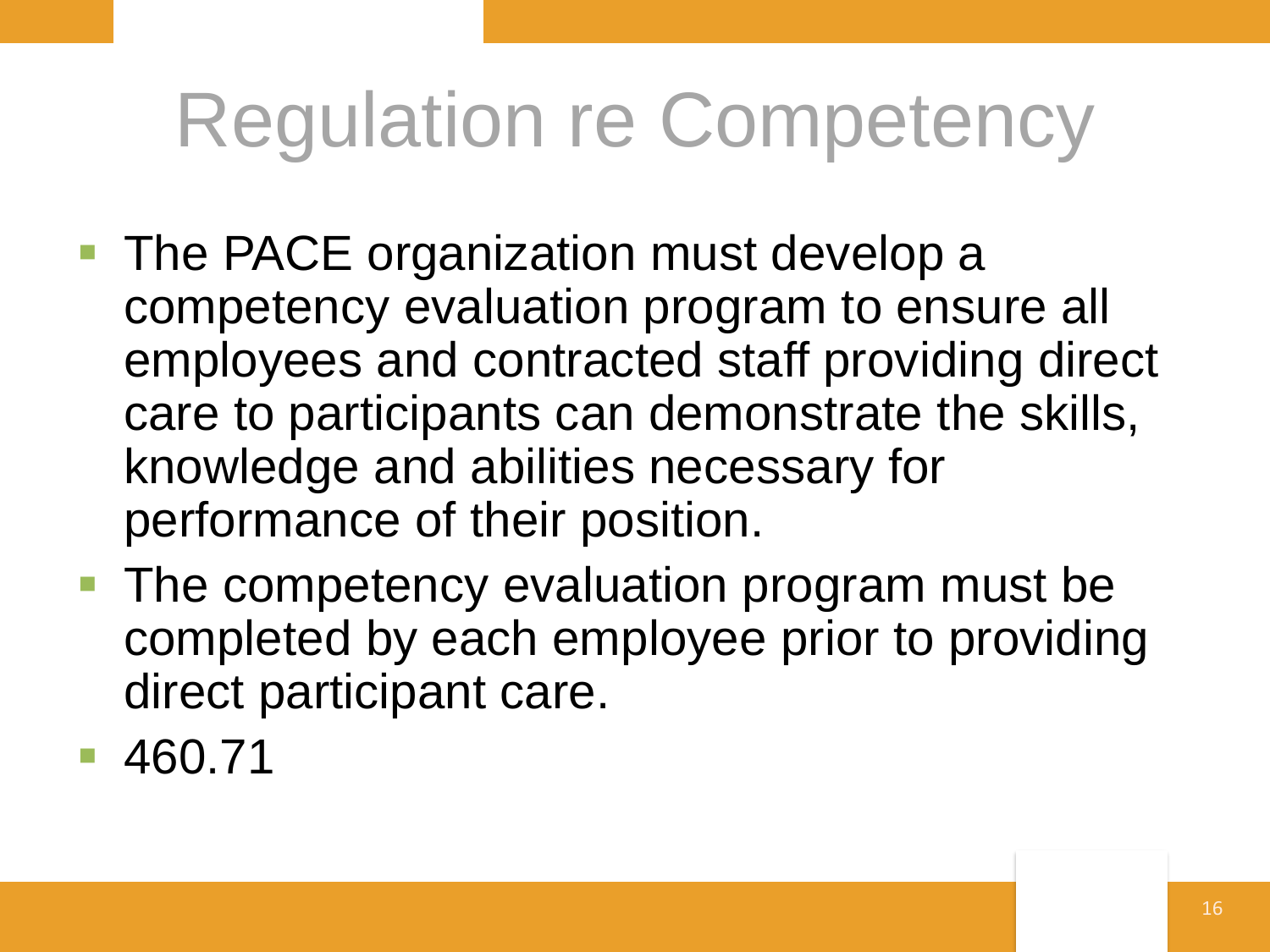# Regulation re Competency

- The PACE organization must develop a competency evaluation program to ensure all employees and contracted staff providing direct care to participants can demonstrate the skills, knowledge and abilities necessary for performance of their position.
- The competency evaluation program must be completed by each employee prior to providing direct participant care.
- 460.71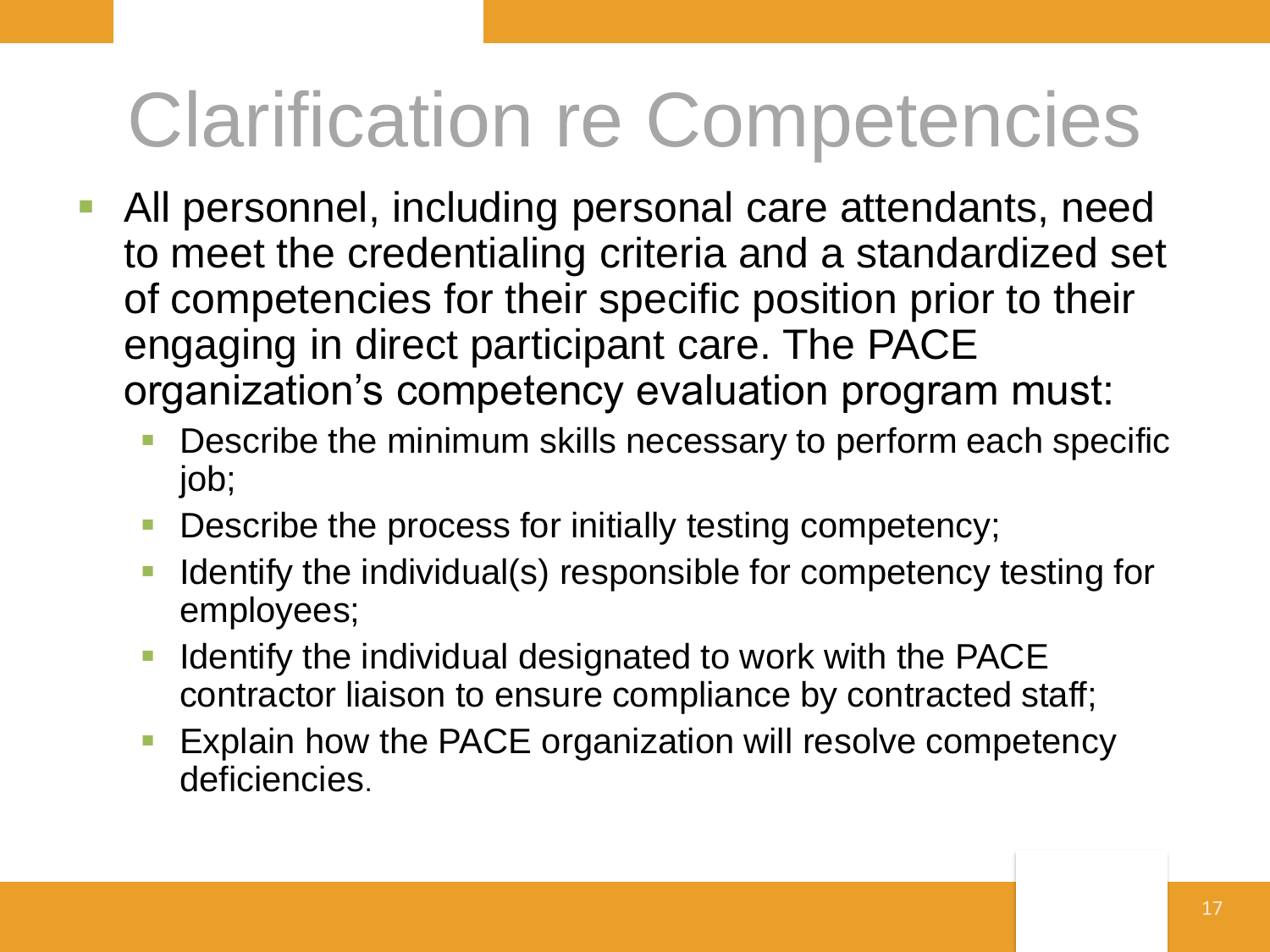# Clarification re Competencies

- All personnel, including personal care attendants, need to meet the credentialing criteria and a standardized set of competencies for their specific position prior to their engaging in direct participant care. The PACE organization's competency evaluation program must:
  - Describe the minimum skills necessary to perform each specific job;
  - Describe the process for initially testing competency;
  - Identify the individual(s) responsible for competency testing for employees;
  - Identify the individual designated to work with the PACE contractor liaison to ensure compliance by contracted staff;
  - Explain how the PACE organization will resolve competency deficiencies.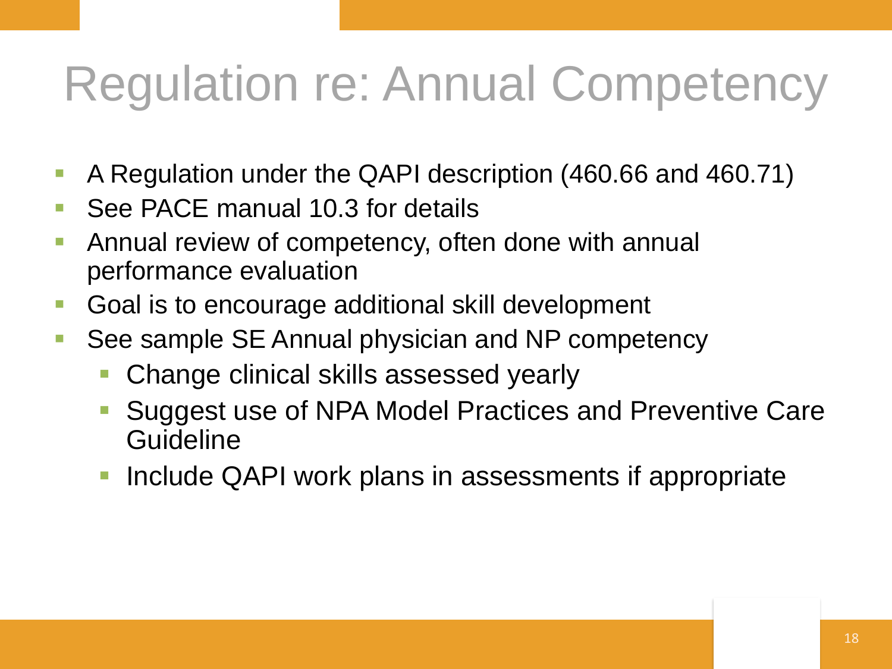# Regulation re: Annual Competency

- A Regulation under the QAPI description (460.66 and 460.71)
- See PACE manual 10.3 for details
- Annual review of competency, often done with annual performance evaluation
- Goal is to encourage additional skill development
- See sample SE Annual physician and NP competency
  - Change clinical skills assessed yearly
  - Suggest use of NPA Model Practices and Preventive Care Guideline
  - Include QAPI work plans in assessments if appropriate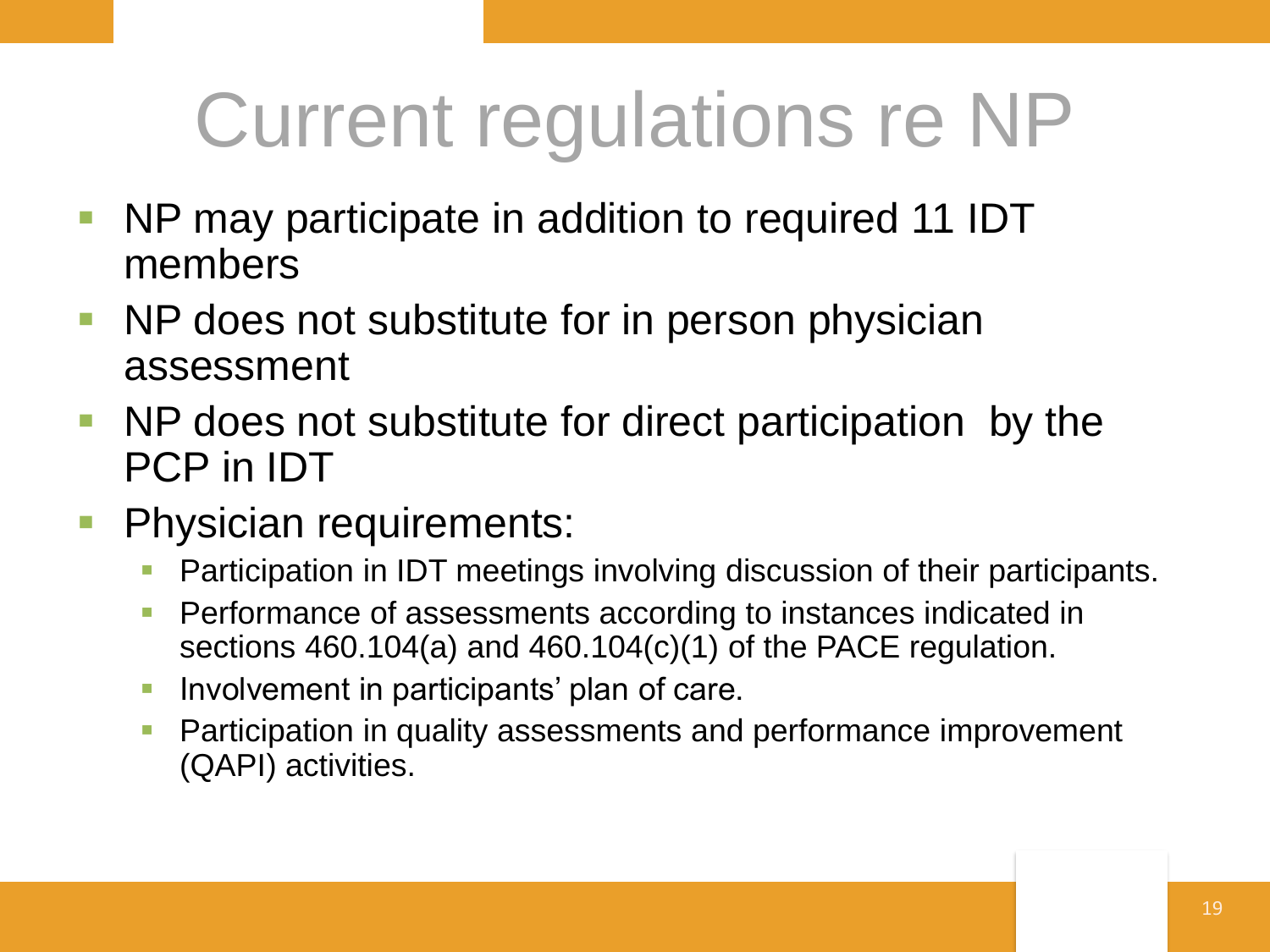# Current regulations re NP

- NP may participate in addition to required 11 IDT members
- NP does not substitute for in person physician assessment
- NP does not substitute for direct participation by the PCP in IDT
- Physician requirements:
  - Participation in IDT meetings involving discussion of their participants.
  - Performance of assessments according to instances indicated in sections 460.104(a) and 460.104(c)(1) of the PACE regulation.
  - Involvement in participants' plan of care.
  - Participation in quality assessments and performance improvement (QAPI) activities.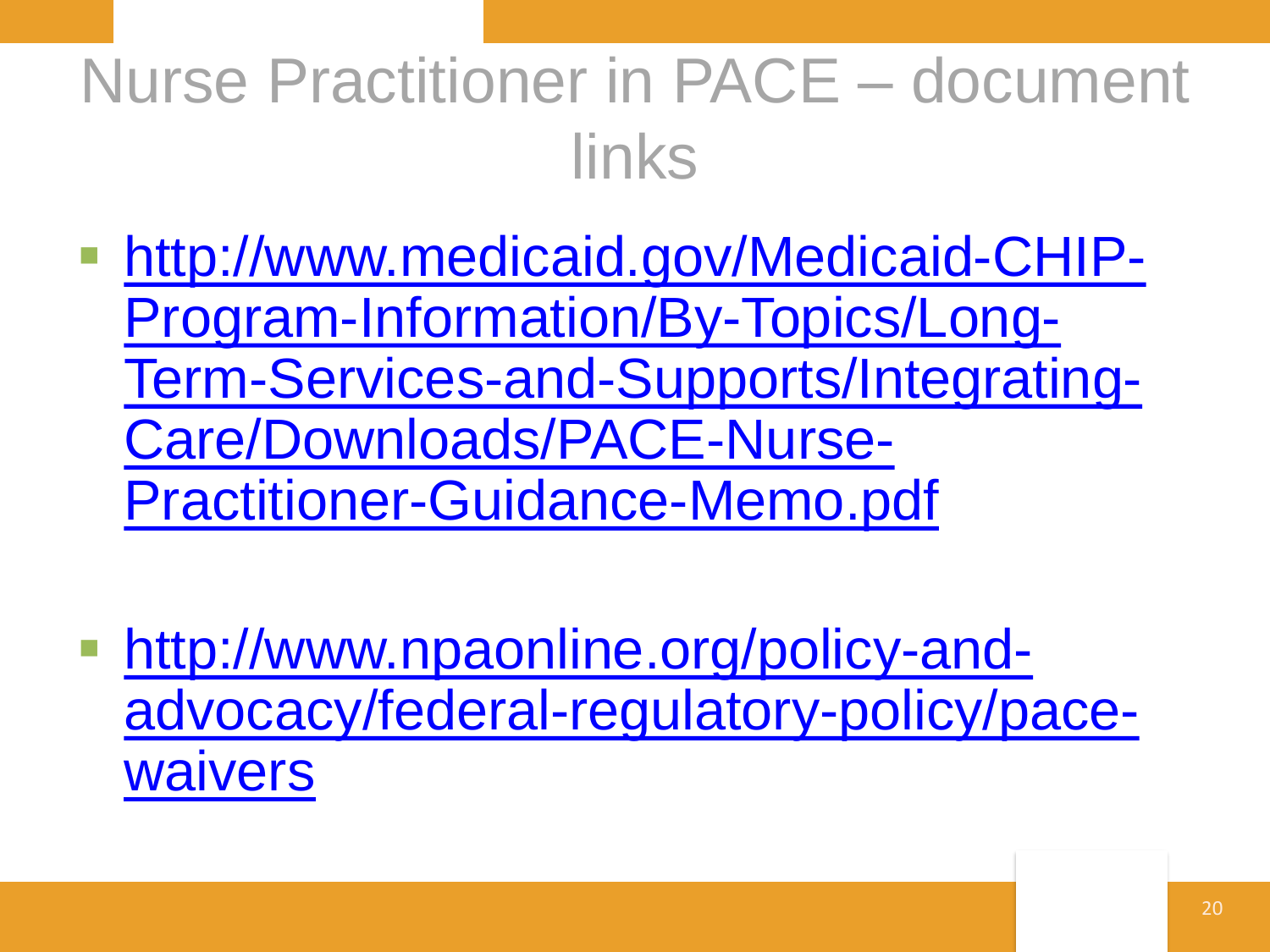# Nurse Practitioner in PACE – document links

- http://www.medicaid.gov/Medicaid-CHIP-Program-Information/By-Topics/Long-Term-Services-and-Supports/Integrating-Care/Downloads/PACE-Nurse-Practitioner-Guidance-Memo.pdf
- http://www.npaonline.org/policy-and-advocacy/federal-regulatory-policy/pace-waivers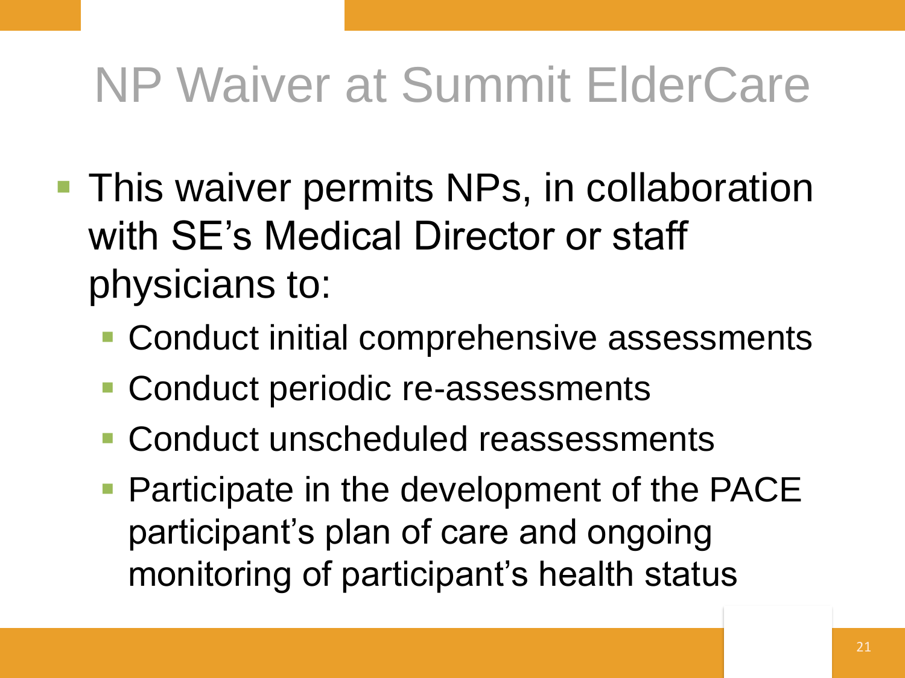# NP Waiver at Summit ElderCare

- This waiver permits NPs, in collaboration with SE's Medical Director or staff physicians to:
  - Conduct initial comprehensive assessments
  - Conduct periodic re-assessments
  - Conduct unscheduled reassessments
  - Participate in the development of the PACE participant's plan of care and ongoing monitoring of participant's health status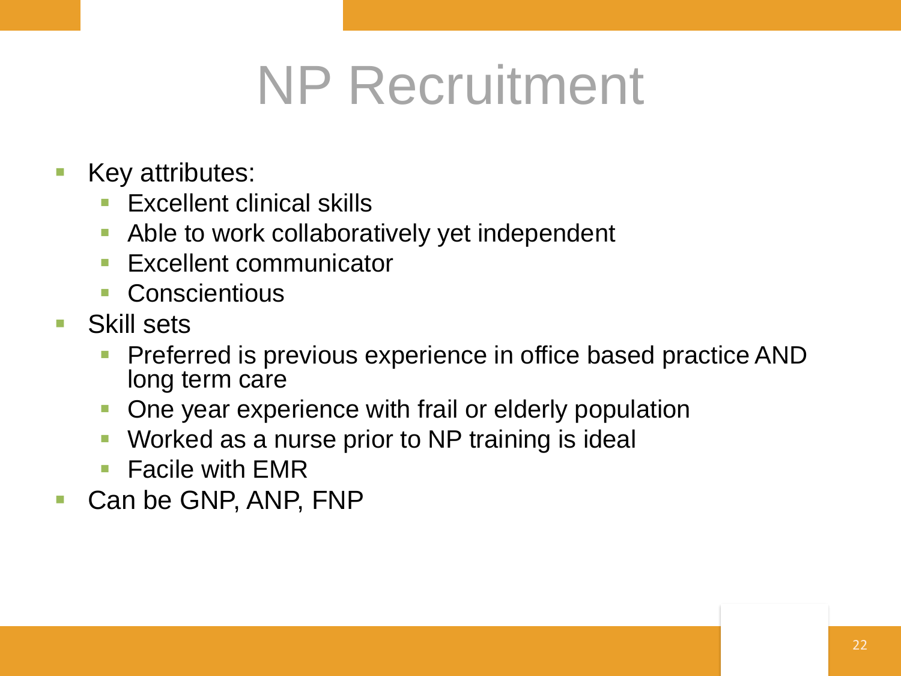# NP Recruitment

- Key attributes:
  - Excellent clinical skills
  - Able to work collaboratively yet independent
  - Excellent communicator
  - Conscientious
- Skill sets
  - Preferred is previous experience in office based practice AND long term care
  - One year experience with frail or elderly population
  - Worked as a nurse prior to NP training is ideal
  - Facile with EMR
- Can be GNP, ANP, FNP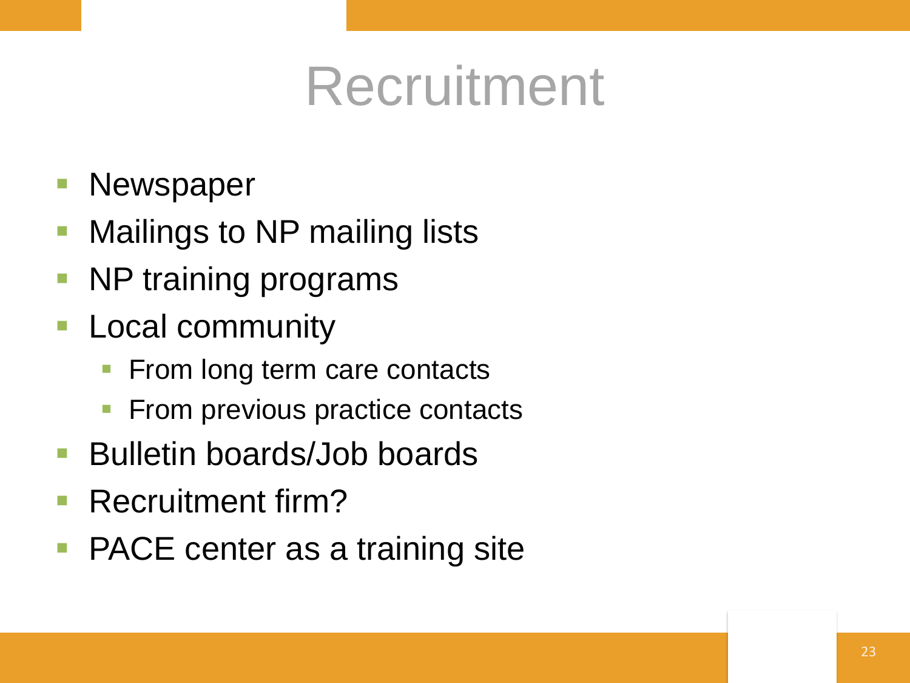# Recruitment

- Newspaper
- Mailings to NP mailing lists
- NP training programs
- Local community
  - From long term care contacts
  - From previous practice contacts
- Bulletin boards/Job boards
- Recruitment firm?
- PACE center as a training site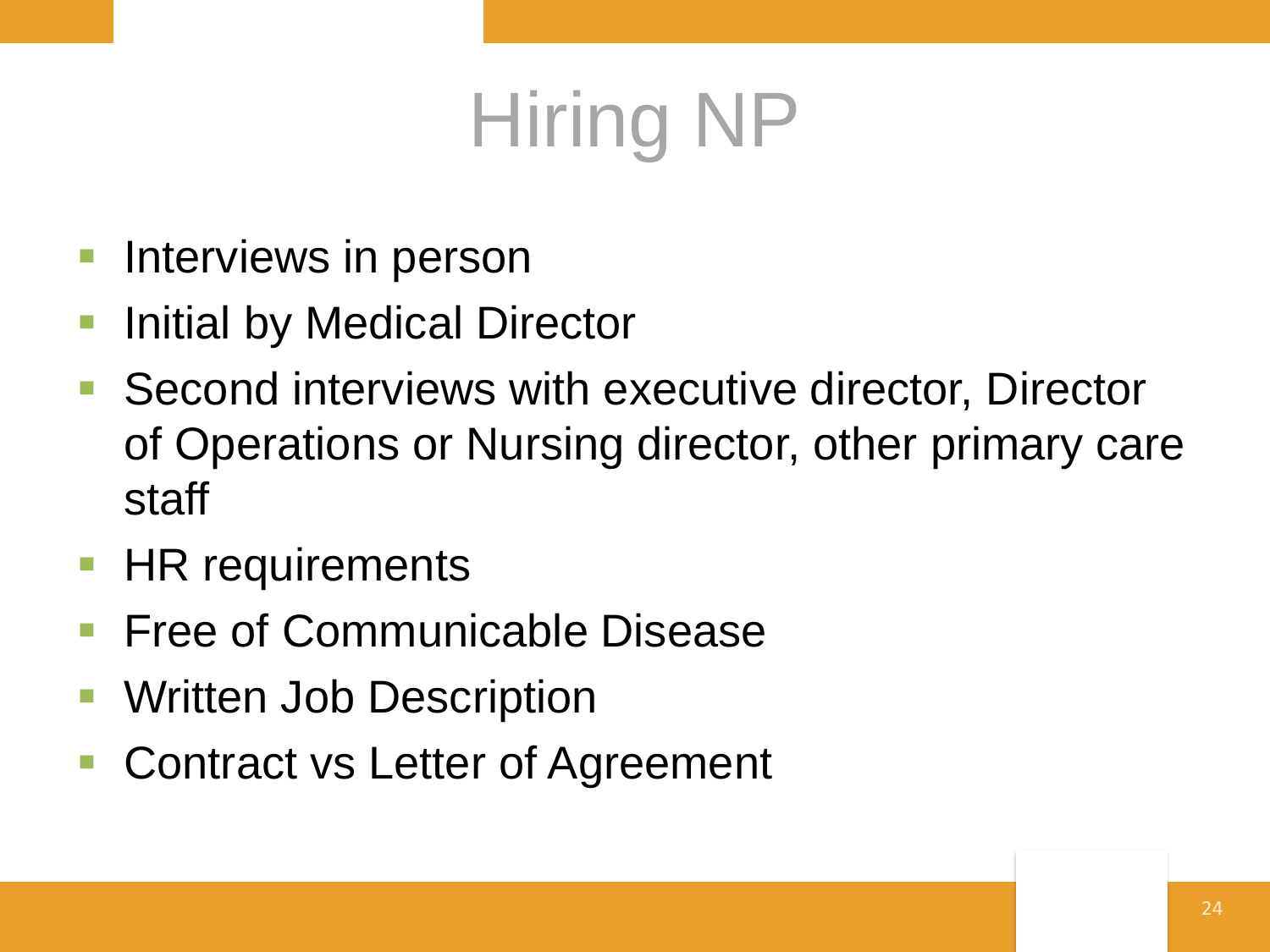# Hiring NP

- Interviews in person
- Initial by Medical Director
- Second interviews with executive director, Director of Operations or Nursing director, other primary care staff
- HR requirements
- Free of Communicable Disease
- Written Job Description
- Contract vs Letter of Agreement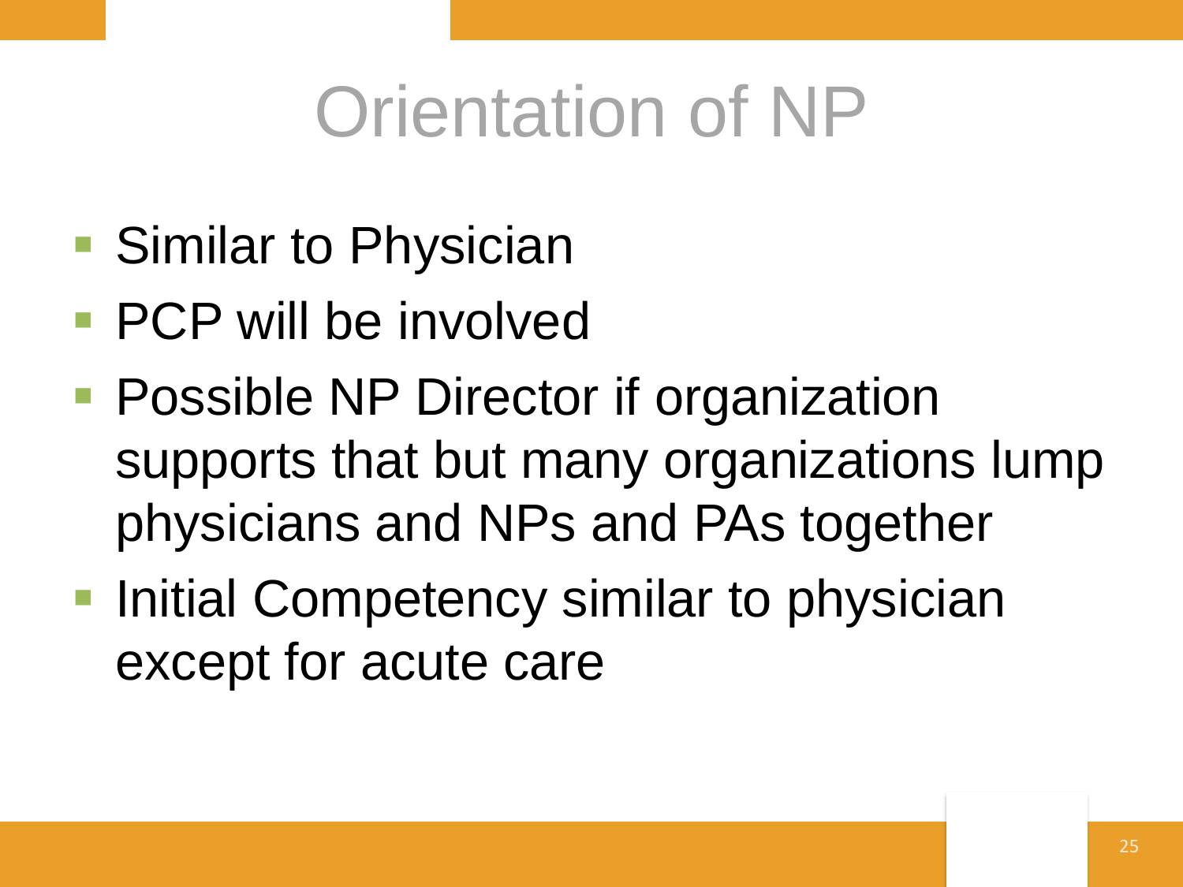# Orientation of NP

- Similar to Physician
- PCP will be involved
- Possible NP Director if organization supports that but many organizations lump physicians and NPs and PAs together
- Initial Competency similar to physician except for acute care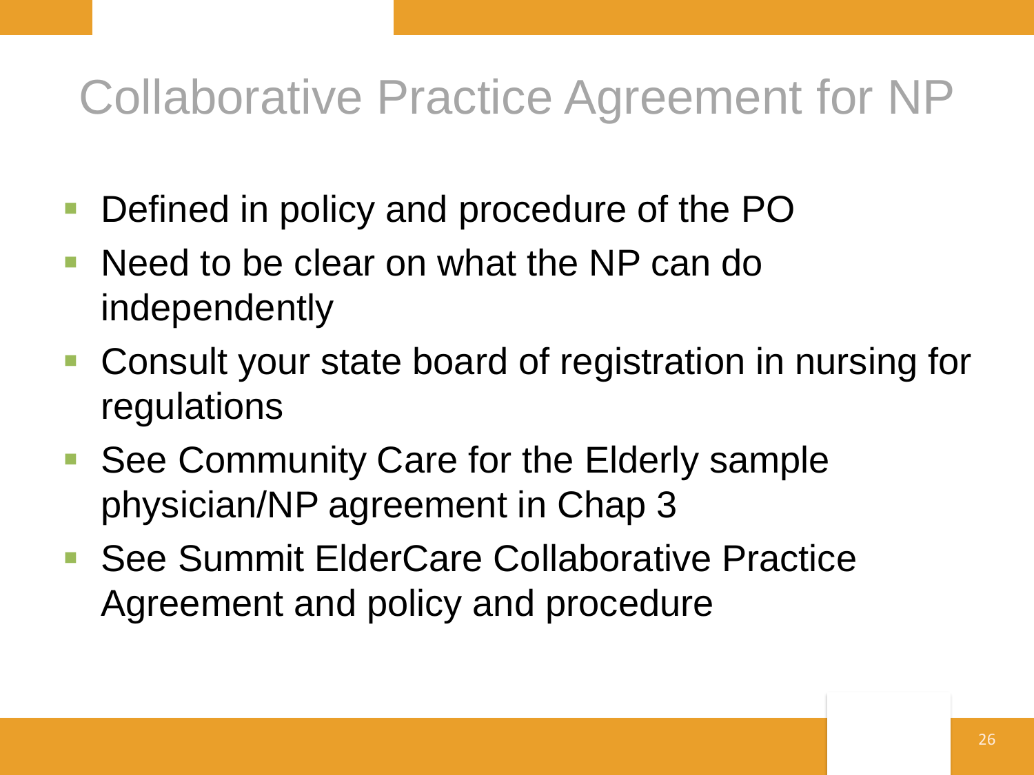# Collaborative Practice Agreement for NP

- Defined in policy and procedure of the PO
- Need to be clear on what the NP can do independently
- Consult your state board of registration in nursing for regulations
- See Community Care for the Elderly sample physician/NP agreement in Chap 3
- See Summit ElderCare Collaborative Practice Agreement and policy and procedure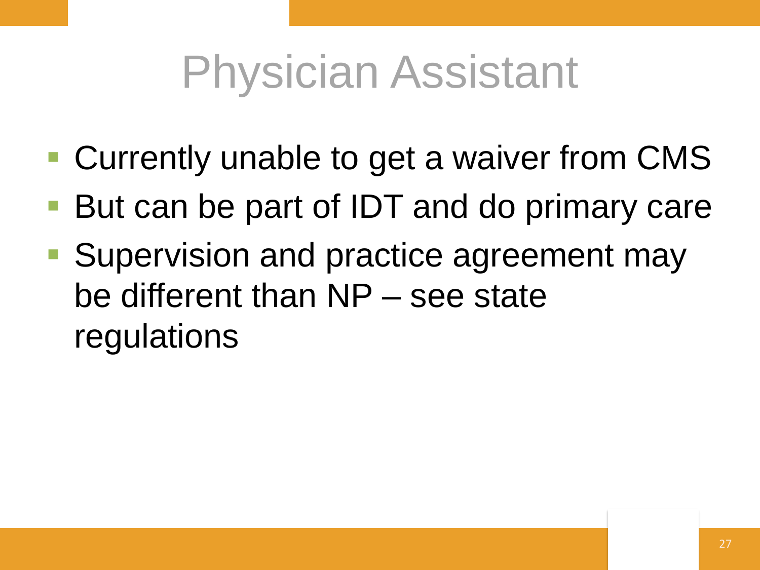# Physician Assistant

- Currently unable to get a waiver from CMS
- But can be part of IDT and do primary care
- Supervision and practice agreement may be different than NP – see state regulations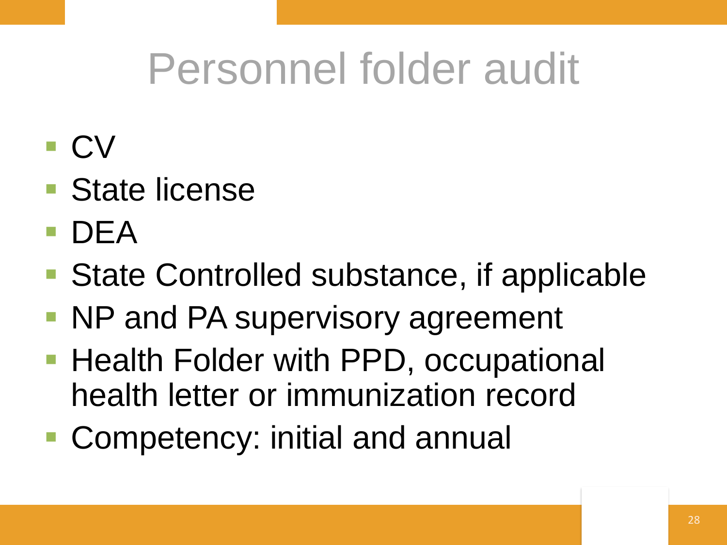# Personnel folder audit

- CV
- State license
- DEA
- State Controlled substance, if applicable
- NP and PA supervisory agreement
- Health Folder with PPD, occupational health letter or immunization record
- Competency: initial and annual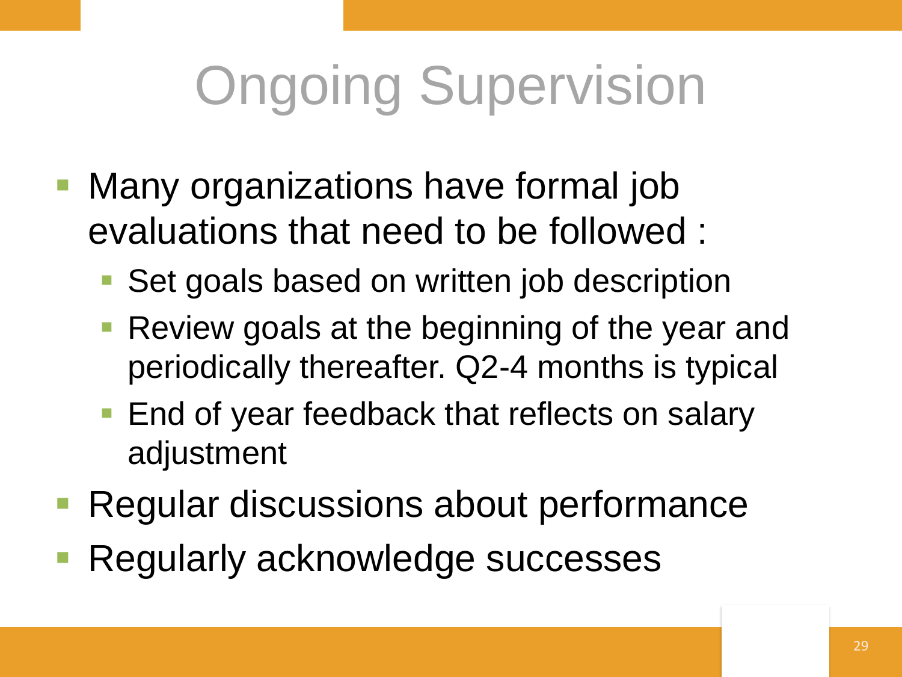# Ongoing Supervision

- Many organizations have formal job evaluations that need to be followed :
  - Set goals based on written job description
  - Review goals at the beginning of the year and periodically thereafter. Q2-4 months is typical
  - End of year feedback that reflects on salary adjustment
- Regular discussions about performance
- Regularly acknowledge successes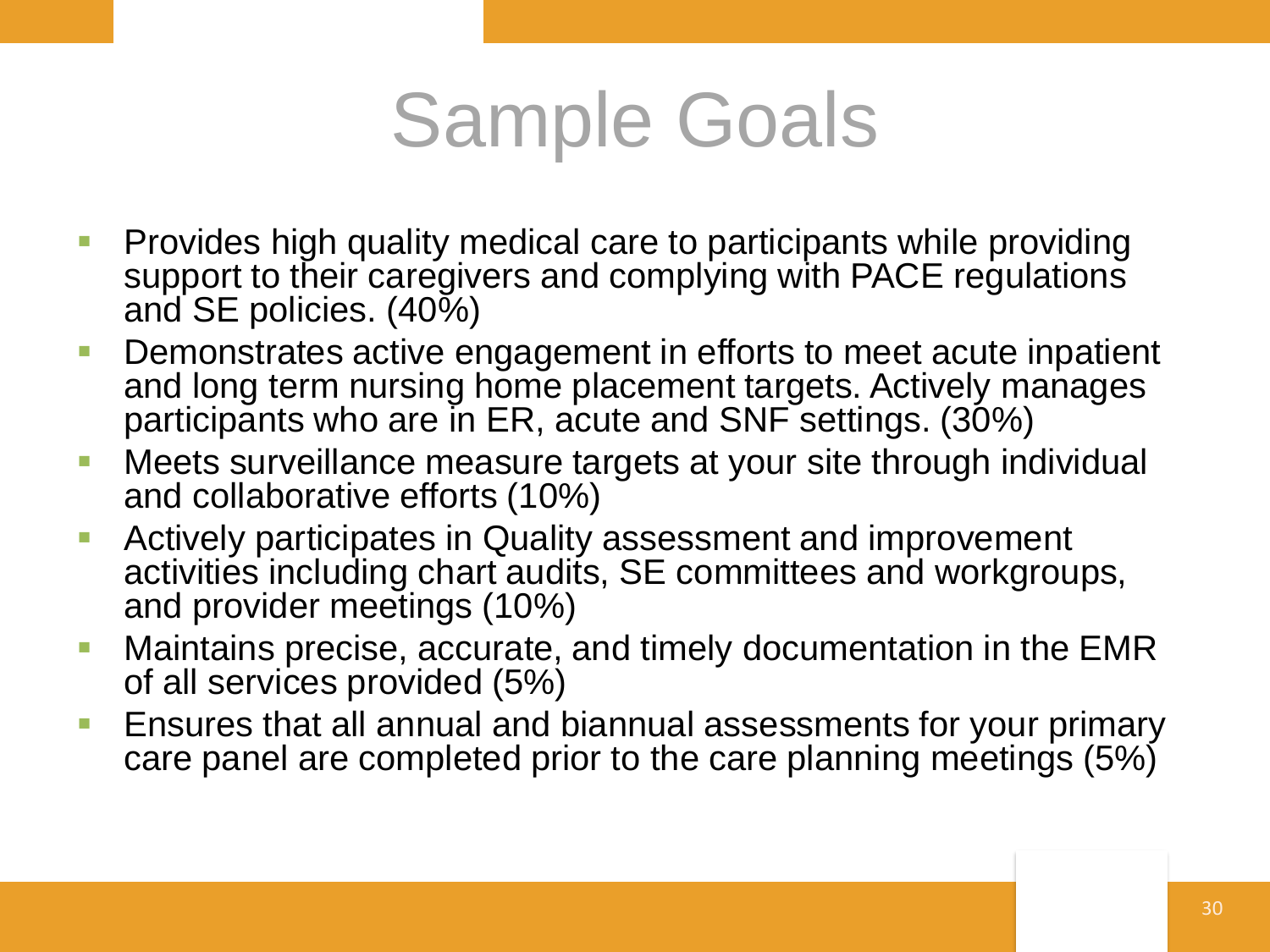# Sample Goals

- Provides high quality medical care to participants while providing support to their caregivers and complying with PACE regulations and SE policies. (40%)
- Demonstrates active engagement in efforts to meet acute inpatient and long term nursing home placement targets. Actively manages participants who are in ER, acute and SNF settings. (30%)
- Meets surveillance measure targets at your site through individual and collaborative efforts (10%)
- Actively participates in Quality assessment and improvement activities including chart audits, SE committees and workgroups, and provider meetings (10%)
- Maintains precise, accurate, and timely documentation in the EMR of all services provided (5%)
- Ensures that all annual and biannual assessments for your primary care panel are completed prior to the care planning meetings (5%)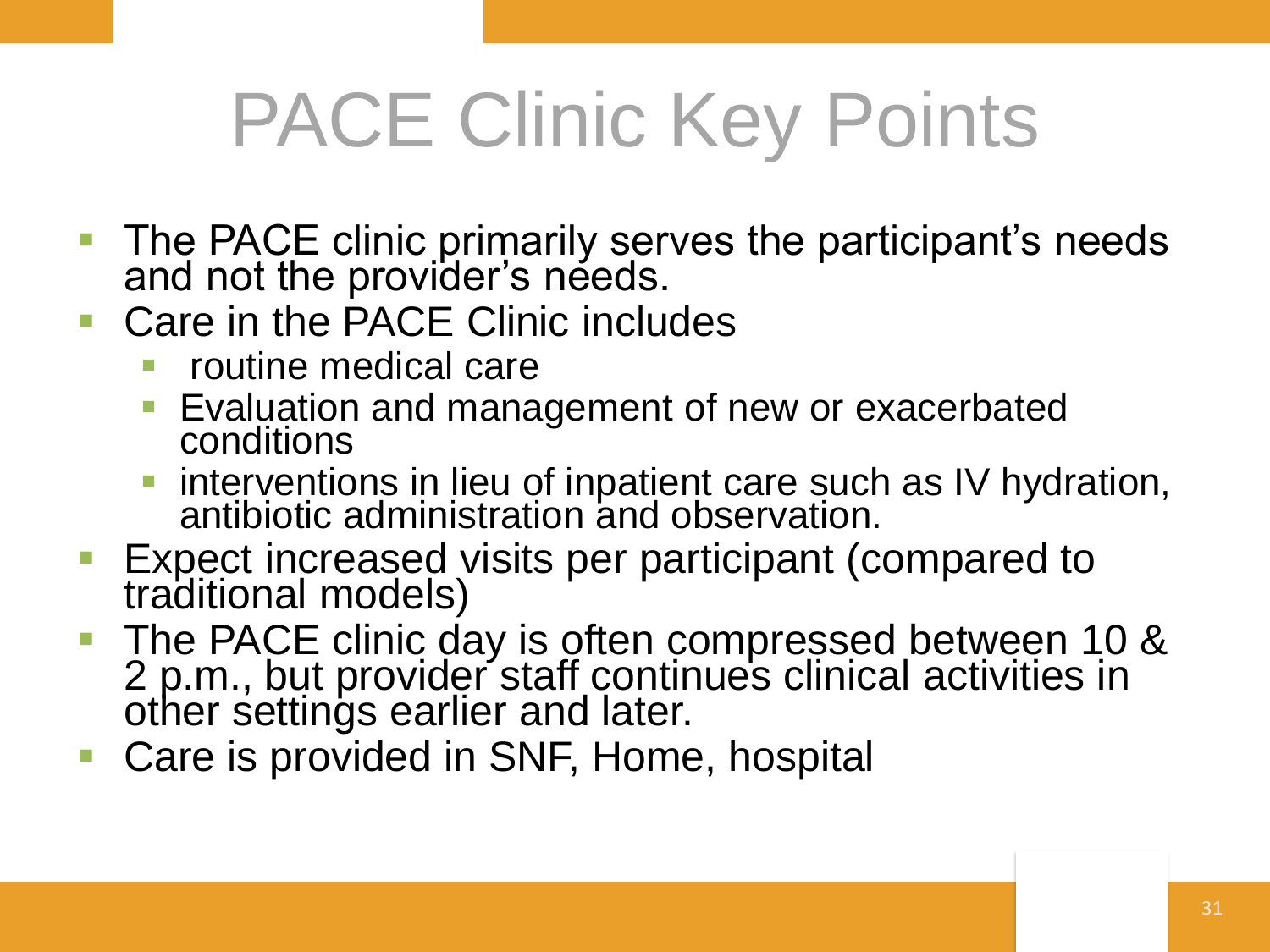# PACE Clinic Key Points

- The PACE clinic primarily serves the participant's needs and not the provider's needs.
- Care in the PACE Clinic includes
  - routine medical care
  - Evaluation and management of new or exacerbated conditions
  - interventions in lieu of inpatient care such as IV hydration, antibiotic administration and observation.
- Expect increased visits per participant (compared to traditional models)
- The PACE clinic day is often compressed between 10 & 2 p.m., but provider staff continues clinical activities in other settings earlier and later.
- Care is provided in SNF, Home, hospital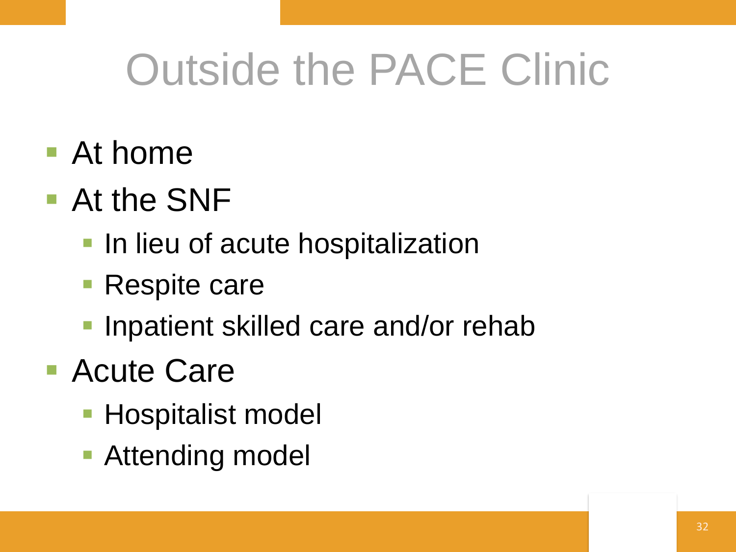# Outside the PACE Clinic

- At home
- At the SNF
  - In lieu of acute hospitalization
  - Respite care
  - Inpatient skilled care and/or rehab
- Acute Care
  - Hospitalist model
  - Attending model